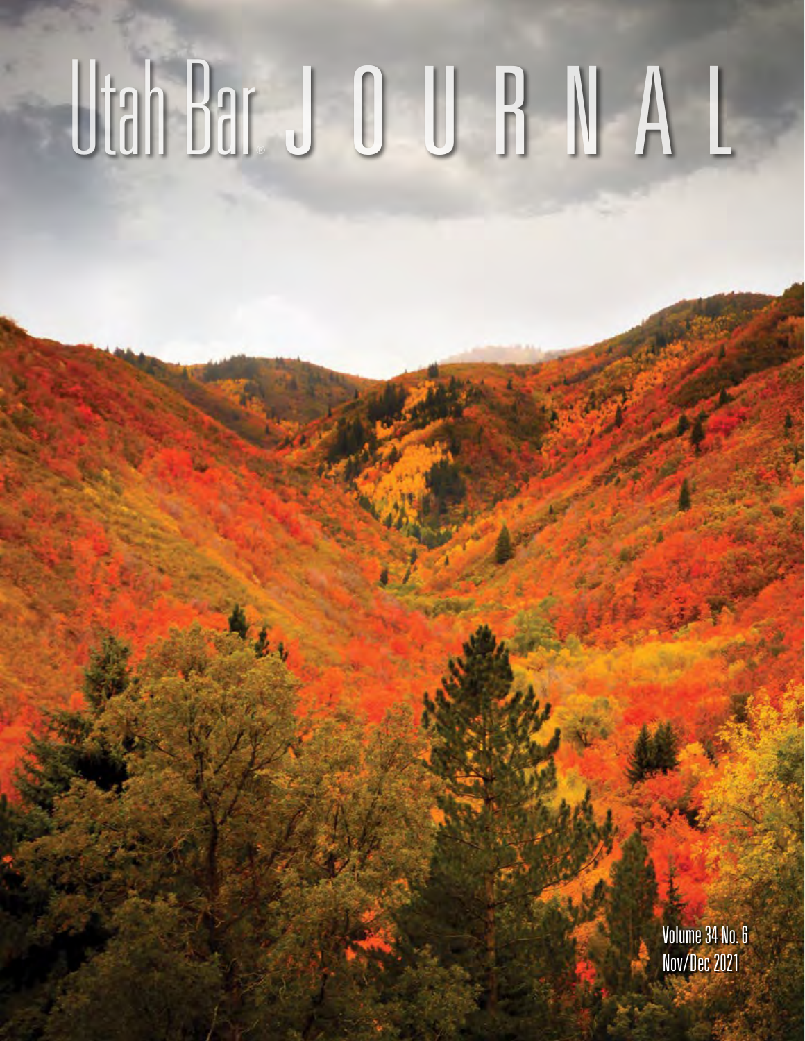# Utah Bar® JOURNAL

Volume 34 No. 6
Nov/Dec 2021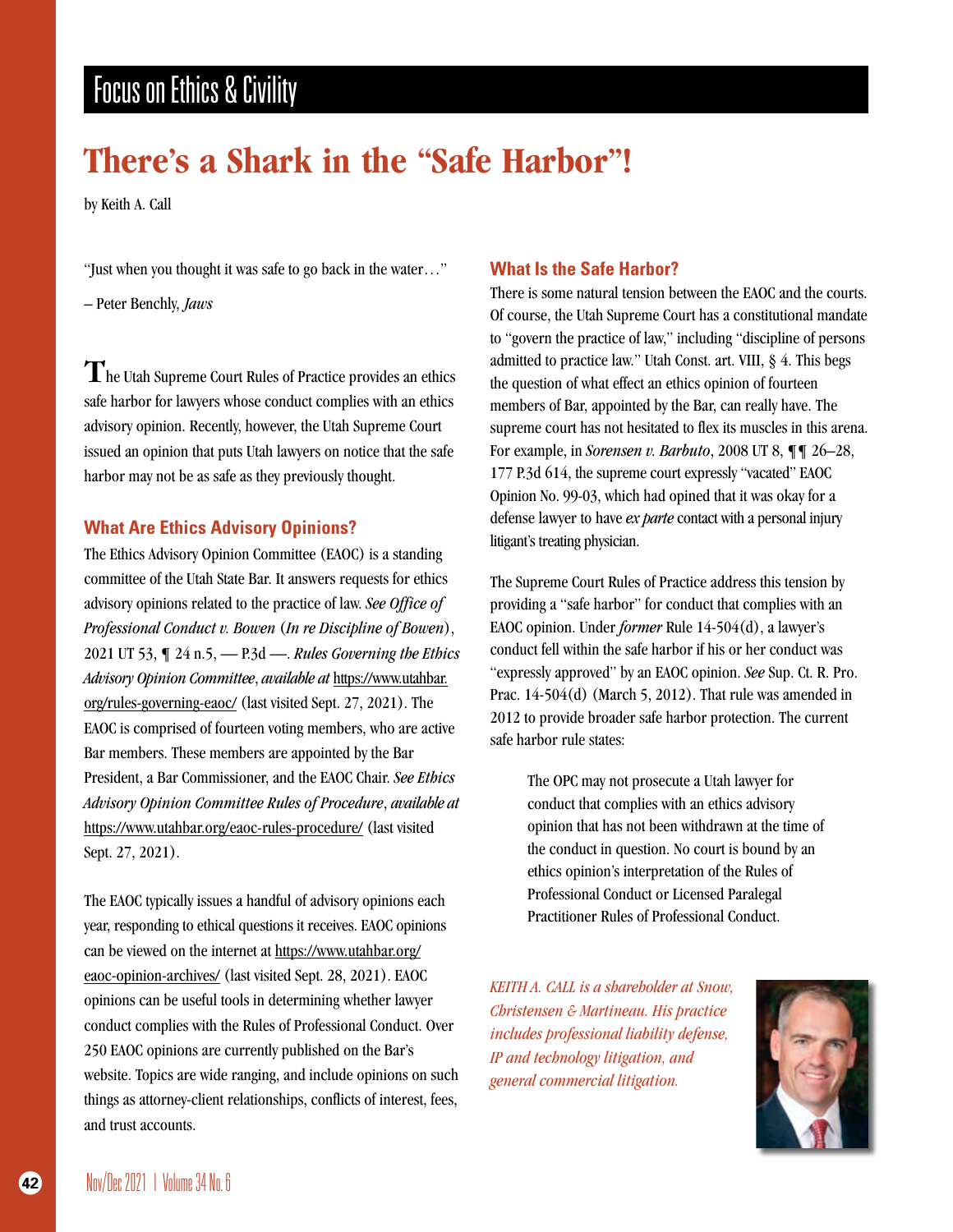# Focus on Ethics & Civility

# There's a Shark in the "Safe Harbor"!

by Keith A. Call

"Just when you thought it was safe to go back in the water…"

– Peter Benchly, *Jaws*

The Utah Supreme Court Rules of Practice provides an ethics safe harbor for lawyers whose conduct complies with an ethics advisory opinion. Recently, however, the Utah Supreme Court issued an opinion that puts Utah lawyers on notice that the safe harbor may not be as safe as they previously thought.

## What Are Ethics Advisory Opinions?

The Ethics Advisory Opinion Committee (EAOC) is a standing committee of the Utah State Bar. It answers requests for ethics advisory opinions related to the practice of law. *See Office of Professional Conduct v. Bowen* (*In re Discipline of Bowen*), 2021 UT 53, ¶ 24 n.5, — P.3d —. *Rules Governing the Ethics Advisory Opinion Committee*, *available at* https://www.utahbar.org/rules-governing-eaoc/ (last visited Sept. 27, 2021). The EAOC is comprised of fourteen voting members, who are active Bar members. These members are appointed by the Bar President, a Bar Commissioner, and the EAOC Chair. *See Ethics Advisory Opinion Committee Rules of Procedure*, *available at* https://www.utahbar.org/eaoc-rules-procedure/ (last visited Sept. 27, 2021).

The EAOC typically issues a handful of advisory opinions each year, responding to ethical questions it receives. EAOC opinions can be viewed on the internet at https://www.utahbar.org/eaoc-opinion-archives/ (last visited Sept. 28, 2021). EAOC opinions can be useful tools in determining whether lawyer conduct complies with the Rules of Professional Conduct. Over 250 EAOC opinions are currently published on the Bar's website. Topics are wide ranging, and include opinions on such things as attorney-client relationships, conflicts of interest, fees, and trust accounts.

## What Is the Safe Harbor?

There is some natural tension between the EAOC and the courts. Of course, the Utah Supreme Court has a constitutional mandate to "govern the practice of law," including "discipline of persons admitted to practice law." Utah Const. art. VIII, § 4. This begs the question of what effect an ethics opinion of fourteen members of Bar, appointed by the Bar, can really have. The supreme court has not hesitated to flex its muscles in this arena. For example, in *Sorensen v. Barbuto*, 2008 UT 8, ¶¶ 26–28, 177 P.3d 614, the supreme court expressly "vacated" EAOC Opinion No. 99-03, which had opined that it was okay for a defense lawyer to have *ex parte* contact with a personal injury litigant's treating physician.

The Supreme Court Rules of Practice address this tension by providing a "safe harbor" for conduct that complies with an EAOC opinion. Under *former* Rule 14-504(d), a lawyer's conduct fell within the safe harbor if his or her conduct was "expressly approved" by an EAOC opinion. *See* Sup. Ct. R. Pro. Prac. 14-504(d) (March 5, 2012). That rule was amended in 2012 to provide broader safe harbor protection. The current safe harbor rule states:

> The OPC may not prosecute a Utah lawyer for conduct that complies with an ethics advisory opinion that has not been withdrawn at the time of the conduct in question. No court is bound by an ethics opinion's interpretation of the Rules of Professional Conduct or Licensed Paralegal Practitioner Rules of Professional Conduct.

*KEITH A. CALL is a shareholder at Snow, Christensen & Martineau. His practice includes professional liability defense, IP and technology litigation, and general commercial litigation.*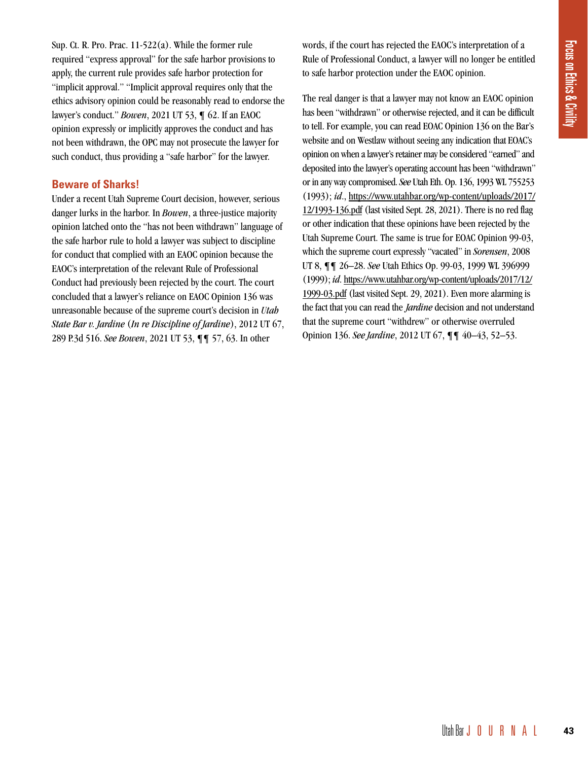Sup. Ct. R. Pro. Prac. 11-522(a). While the former rule required "express approval" for the safe harbor provisions to apply, the current rule provides safe harbor protection for "implicit approval." "Implicit approval requires only that the ethics advisory opinion could be reasonably read to endorse the lawyer's conduct." *Bowen*, 2021 UT 53, ¶ 62. If an EAOC opinion expressly or implicitly approves the conduct and has not been withdrawn, the OPC may not prosecute the lawyer for such conduct, thus providing a "safe harbor" for the lawyer.

## Beware of Sharks!

Under a recent Utah Supreme Court decision, however, serious danger lurks in the harbor. In *Bowen*, a three-justice majority opinion latched onto the "has not been withdrawn" language of the safe harbor rule to hold a lawyer was subject to discipline for conduct that complied with an EAOC opinion because the EAOC's interpretation of the relevant Rule of Professional Conduct had previously been rejected by the court. The court concluded that a lawyer's reliance on EAOC Opinion 136 was unreasonable because of the supreme court's decision in *Utah State Bar v. Jardine* (*In re Discipline of Jardine*), 2012 UT 67, 289 P.3d 516. *See Bowen*, 2021 UT 53, ¶¶ 57, 63. In other words, if the court has rejected the EAOC's interpretation of a Rule of Professional Conduct, a lawyer will no longer be entitled to safe harbor protection under the EAOC opinion.

The real danger is that a lawyer may not know an EAOC opinion has been "withdrawn" or otherwise rejected, and it can be difficult to tell. For example, you can read EOAC Opinion 136 on the Bar's website and on Westlaw without seeing any indication that EOAC's opinion on when a lawyer's retainer may be considered "earned" and deposited into the lawyer's operating account has been "withdrawn" or in any way compromised. *See* Utah Eth. Op. 136, 1993 WL 755253 (1993); *id.*, https://www.utahbar.org/wp-content/uploads/2017/12/1993-136.pdf (last visited Sept. 28, 2021). There is no red flag or other indication that these opinions have been rejected by the Utah Supreme Court. The same is true for EOAC Opinion 99-03, which the supreme court expressly "vacated" in *Sorensen*, 2008 UT 8, ¶¶ 26–28. *See* Utah Ethics Op. 99-03, 1999 WL 396999 (1999); *id.* https://www.utahbar.org/wp-content/uploads/2017/12/1999-03.pdf (last visited Sept. 29, 2021). Even more alarming is the fact that you can read the *Jardine* decision and not understand that the supreme court "withdrew" or otherwise overruled Opinion 136. *See Jardine*, 2012 UT 67, ¶¶ 40–43, 52–53.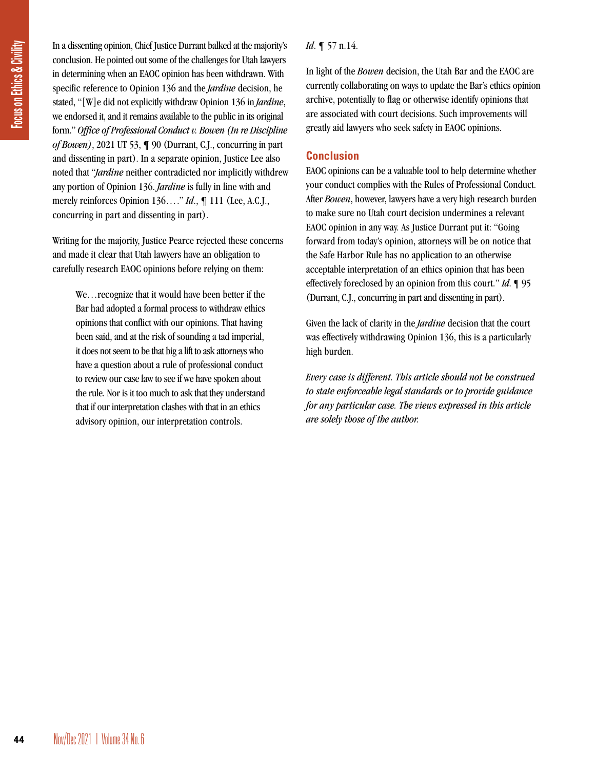In a dissenting opinion, Chief Justice Durrant balked at the majority's conclusion. He pointed out some of the challenges for Utah lawyers in determining when an EAOC opinion has been withdrawn. With specific reference to Opinion 136 and the *Jardine* decision, he stated, "[W]e did not explicitly withdraw Opinion 136 in *Jardine*, we endorsed it, and it remains available to the public in its original form." *Office of Professional Conduct v. Bowen (In re Discipline of Bowen)*, 2021 UT 53, ¶ 90 (Durrant, C.J., concurring in part and dissenting in part). In a separate opinion, Justice Lee also noted that "*Jardine* neither contradicted nor implicitly withdrew any portion of Opinion 136. *Jardine* is fully in line with and merely reinforces Opinion 136…." *Id.*, ¶ 111 (Lee, A.C.J., concurring in part and dissenting in part).

Writing for the majority, Justice Pearce rejected these concerns and made it clear that Utah lawyers have an obligation to carefully research EAOC opinions before relying on them:

> We…recognize that it would have been better if the Bar had adopted a formal process to withdraw ethics opinions that conflict with our opinions. That having been said, and at the risk of sounding a tad imperial, it does not seem to be that big a lift to ask attorneys who have a question about a rule of professional conduct to review our case law to see if we have spoken about the rule. Nor is it too much to ask that they understand that if our interpretation clashes with that in an ethics advisory opinion, our interpretation controls.

*Id.* ¶ 57 n.14.

In light of the *Bowen* decision, the Utah Bar and the EAOC are currently collaborating on ways to update the Bar's ethics opinion archive, potentially to flag or otherwise identify opinions that are associated with court decisions. Such improvements will greatly aid lawyers who seek safety in EAOC opinions.

## Conclusion

EAOC opinions can be a valuable tool to help determine whether your conduct complies with the Rules of Professional Conduct. After *Bowen*, however, lawyers have a very high research burden to make sure no Utah court decision undermines a relevant EAOC opinion in any way. As Justice Durrant put it: "Going forward from today's opinion, attorneys will be on notice that the Safe Harbor Rule has no application to an otherwise acceptable interpretation of an ethics opinion that has been effectively foreclosed by an opinion from this court." *Id.* ¶ 95 (Durrant, C.J., concurring in part and dissenting in part).

Given the lack of clarity in the *Jardine* decision that the court was effectively withdrawing Opinion 136, this is a particularly high burden.

*Every case is different. This article should not be construed to state enforceable legal standards or to provide guidance for any particular case. The views expressed in this article are solely those of the author.*